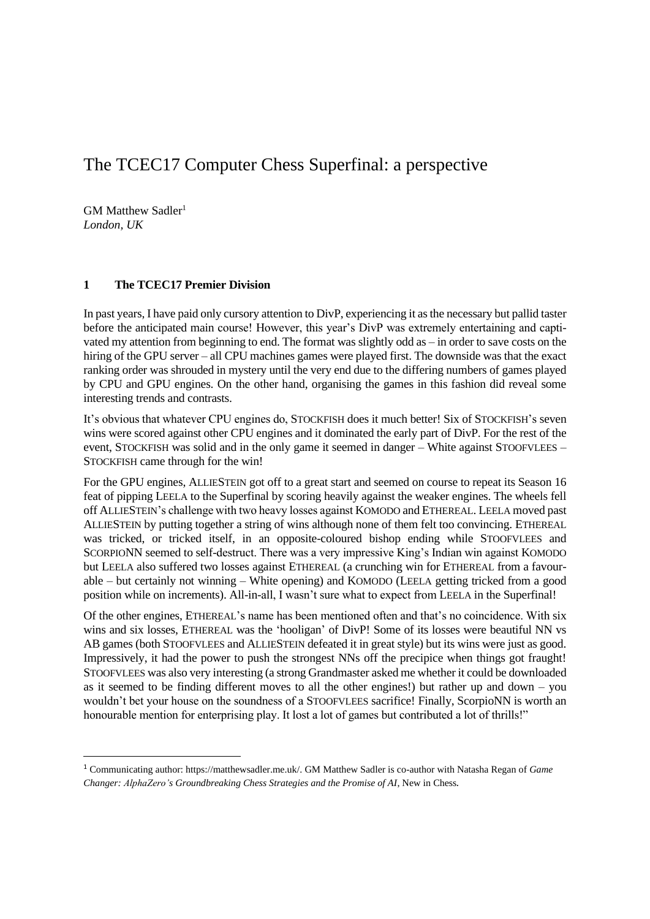# The TCEC17 Computer Chess Superfinal: a perspective

GM Matthew Sadler[1]
*London, UK*

## 1 The TCEC17 Premier Division

In past years, I have paid only cursory attention to DivP, experiencing it as the necessary but pallid taster before the anticipated main course! However, this year's DivP was extremely entertaining and captivated my attention from beginning to end. The format was slightly odd as – in order to save costs on the hiring of the GPU server – all CPU machines games were played first. The downside was that the exact ranking order was shrouded in mystery until the very end due to the differing numbers of games played by CPU and GPU engines. On the other hand, organising the games in this fashion did reveal some interesting trends and contrasts.

It's obvious that whatever CPU engines do, STOCKFISH does it much better! Six of STOCKFISH's seven wins were scored against other CPU engines and it dominated the early part of DivP. For the rest of the event, STOCKFISH was solid and in the only game it seemed in danger – White against STOOFVLEES – STOCKFISH came through for the win!

For the GPU engines, ALLIESTEIN got off to a great start and seemed on course to repeat its Season 16 feat of pipping LEELA to the Superfinal by scoring heavily against the weaker engines. The wheels fell off ALLIESTEIN's challenge with two heavy losses against KOMODO and ETHEREAL. LEELA moved past ALLIESTEIN by putting together a string of wins although none of them felt too convincing. ETHEREAL was tricked, or tricked itself, in an opposite-coloured bishop ending while STOOFVLEES and SCORPIONN seemed to self-destruct. There was a very impressive King's Indian win against KOMODO but LEELA also suffered two losses against ETHEREAL (a crunching win for ETHEREAL from a favourable – but certainly not winning – White opening) and KOMODO (LEELA getting tricked from a good position while on increments). All-in-all, I wasn't sure what to expect from LEELA in the Superfinal!

Of the other engines, ETHEREAL's name has been mentioned often and that's no coincidence. With six wins and six losses, ETHEREAL was the 'hooligan' of DivP! Some of its losses were beautiful NN vs AB games (both STOOFVLEES and ALLIESTEIN defeated it in great style) but its wins were just as good. Impressively, it had the power to push the strongest NNs off the precipice when things got fraught! STOOFVLEES was also very interesting (a strong Grandmaster asked me whether it could be downloaded as it seemed to be finding different moves to all the other engines!) but rather up and down – you wouldn't bet your house on the soundness of a STOOFVLEES sacrifice! Finally, ScorpioNN is worth an honourable mention for enterprising play. It lost a lot of games but contributed a lot of thrills!"

[1] Communicating author: https://matthewsadler.me.uk/. GM Matthew Sadler is co-author with Natasha Regan of *Game Changer: AlphaZero's Groundbreaking Chess Strategies and the Promise of AI*, New in Chess.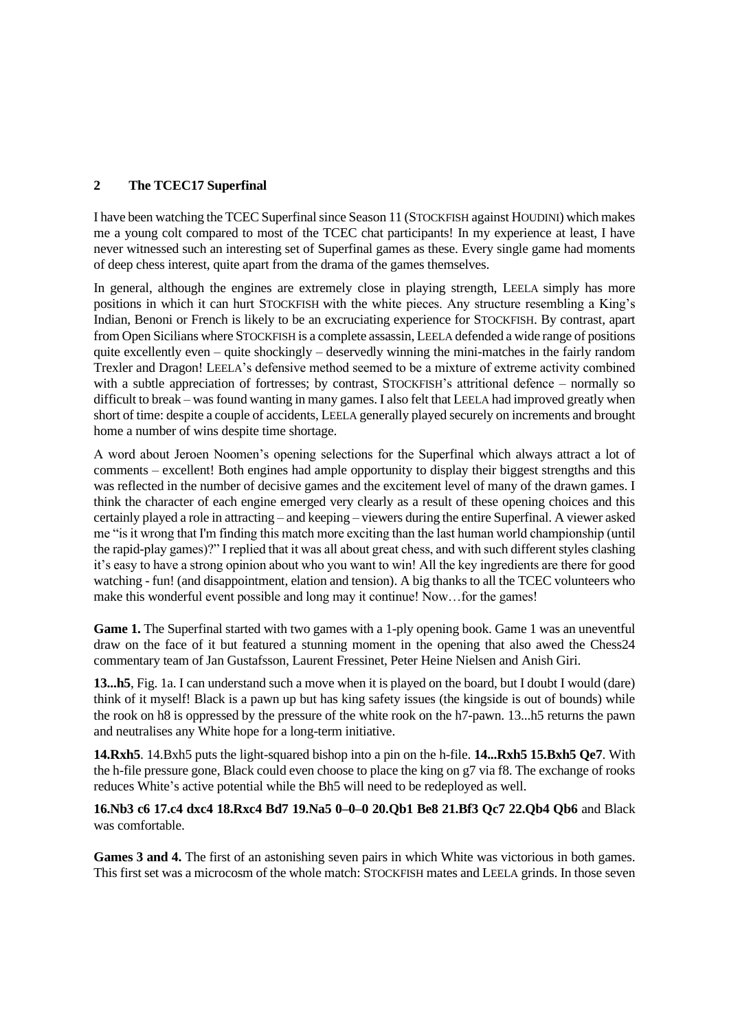## 2 The TCEC17 Superfinal

I have been watching the TCEC Superfinal since Season 11 (STOCKFISH against HOUDINI) which makes me a young colt compared to most of the TCEC chat participants! In my experience at least, I have never witnessed such an interesting set of Superfinal games as these. Every single game had moments of deep chess interest, quite apart from the drama of the games themselves.

In general, although the engines are extremely close in playing strength, LEELA simply has more positions in which it can hurt STOCKFISH with the white pieces. Any structure resembling a King's Indian, Benoni or French is likely to be an excruciating experience for STOCKFISH. By contrast, apart from Open Sicilians where STOCKFISH is a complete assassin, LEELA defended a wide range of positions quite excellently even – quite shockingly – deservedly winning the mini-matches in the fairly random Trexler and Dragon! LEELA's defensive method seemed to be a mixture of extreme activity combined with a subtle appreciation of fortresses; by contrast, STOCKFISH's attritional defence – normally so difficult to break – was found wanting in many games. I also felt that LEELA had improved greatly when short of time: despite a couple of accidents, LEELA generally played securely on increments and brought home a number of wins despite time shortage.

A word about Jeroen Noomen's opening selections for the Superfinal which always attract a lot of comments – excellent! Both engines had ample opportunity to display their biggest strengths and this was reflected in the number of decisive games and the excitement level of many of the drawn games. I think the character of each engine emerged very clearly as a result of these opening choices and this certainly played a role in attracting – and keeping – viewers during the entire Superfinal. A viewer asked me "is it wrong that I'm finding this match more exciting than the last human world championship (until the rapid-play games)?" I replied that it was all about great chess, and with such different styles clashing it's easy to have a strong opinion about who you want to win! All the key ingredients are there for good watching - fun! (and disappointment, elation and tension). A big thanks to all the TCEC volunteers who make this wonderful event possible and long may it continue! Now…for the games!

**Game 1.** The Superfinal started with two games with a 1-ply opening book. Game 1 was an uneventful draw on the face of it but featured a stunning moment in the opening that also awed the Chess24 commentary team of Jan Gustafsson, Laurent Fressinet, Peter Heine Nielsen and Anish Giri.

**13...h5**, Fig. 1a. I can understand such a move when it is played on the board, but I doubt I would (dare) think of it myself! Black is a pawn up but has king safety issues (the kingside is out of bounds) while the rook on h8 is oppressed by the pressure of the white rook on the h7-pawn. 13...h5 returns the pawn and neutralises any White hope for a long-term initiative.

**14.Rxh5**. 14.Bxh5 puts the light-squared bishop into a pin on the h-file. **14...Rxh5 15.Bxh5 Qe7**. With the h-file pressure gone, Black could even choose to place the king on g7 via f8. The exchange of rooks reduces White's active potential while the Bh5 will need to be redeployed as well.

**16.Nb3 c6 17.c4 dxc4 18.Rxc4 Bd7 19.Na5 0–0–0 20.Qb1 Be8 21.Bf3 Qc7 22.Qb4 Qb6** and Black was comfortable.

**Games 3 and 4.** The first of an astonishing seven pairs in which White was victorious in both games. This first set was a microcosm of the whole match: STOCKFISH mates and LEELA grinds. In those seven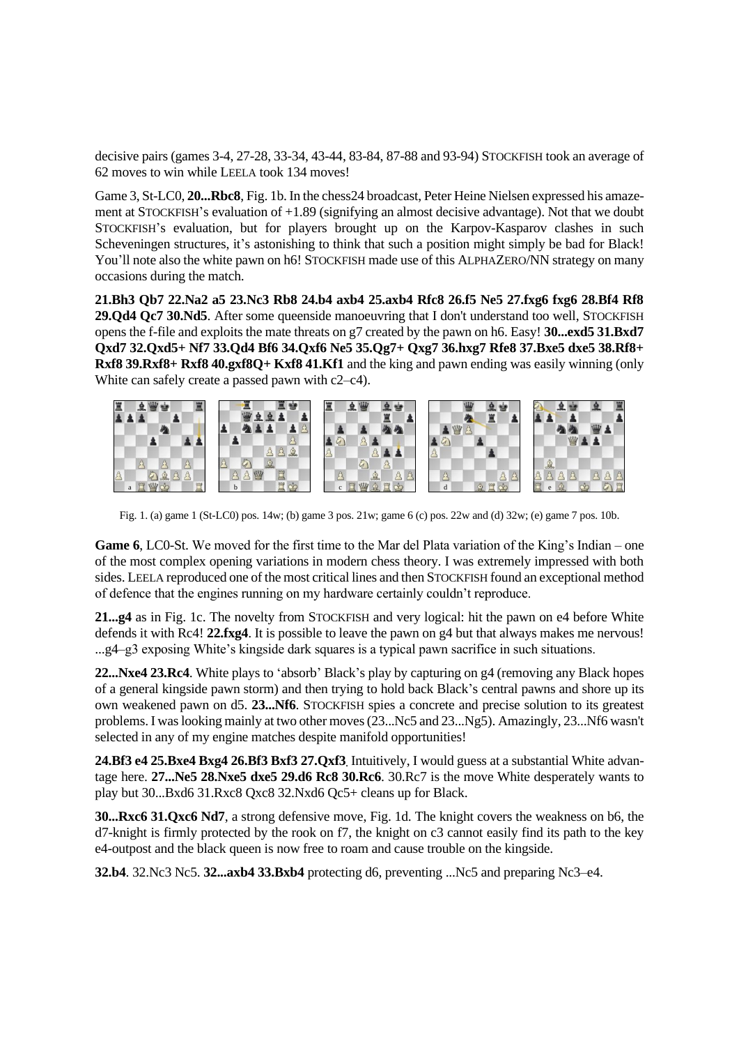decisive pairs (games 3-4, 27-28, 33-34, 43-44, 83-84, 87-88 and 93-94) STOCKFISH took an average of 62 moves to win while LEELA took 134 moves!

Game 3, St-LC0, **20...Rbc8**, Fig. 1b. In the chess24 broadcast, Peter Heine Nielsen expressed his amazement at STOCKFISH's evaluation of +1.89 (signifying an almost decisive advantage). Not that we doubt STOCKFISH's evaluation, but for players brought up on the Karpov-Kasparov clashes in such Scheveningen structures, it's astonishing to think that such a position might simply be bad for Black! You'll note also the white pawn on h6! STOCKFISH made use of this ALPHAZERO/NN strategy on many occasions during the match.

**21.Bh3 Qb7 22.Na2 a5 23.Nc3 Rb8 24.b4 axb4 25.axb4 Rfc8 26.f5 Ne5 27.fxg6 fxg6 28.Bf4 Rf8 29.Qd4 Qc7 30.Nd5**. After some queenside manoeuvring that I don't understand too well, STOCKFISH opens the f-file and exploits the mate threats on g7 created by the pawn on h6. Easy! **30...exd5 31.Bxd7 Qxd7 32.Qxd5+ Nf7 33.Qd4 Bf6 34.Qxf6 Ne5 35.Qg7+ Qxg7 36.hxg7 Rfe8 37.Bxe5 dxe5 38.Rf8+ Rxf8 39.Rxf8+ Rxf8 40.gxf8Q+ Kxf8 41.Kf1** and the king and pawn ending was easily winning (only White can safely create a passed pawn with c2–c4).

a

b

c

d

e

Fig. 1. (a) game 1 (St-LC0) pos. 14w; (b) game 3 pos. 21w; game 6 (c) pos. 22w and (d) 32w; (e) game 7 pos. 10b.

**Game 6**, LC0-St. We moved for the first time to the Mar del Plata variation of the King's Indian – one of the most complex opening variations in modern chess theory. I was extremely impressed with both sides. LEELA reproduced one of the most critical lines and then STOCKFISH found an exceptional method of defence that the engines running on my hardware certainly couldn't reproduce.

**21...g4** as in Fig. 1c. The novelty from STOCKFISH and very logical: hit the pawn on e4 before White defends it with Rc4! **22.fxg4**. It is possible to leave the pawn on g4 but that always makes me nervous! ...g4–g3 exposing White's kingside dark squares is a typical pawn sacrifice in such situations.

**22...Nxe4 23.Rc4**. White plays to 'absorb' Black's play by capturing on g4 (removing any Black hopes of a general kingside pawn storm) and then trying to hold back Black's central pawns and shore up its own weakened pawn on d5. **23...Nf6**. STOCKFISH spies a concrete and precise solution to its greatest problems. I was looking mainly at two other moves (23...Nc5 and 23...Ng5). Amazingly, 23...Nf6 wasn't selected in any of my engine matches despite manifold opportunities!

**24.Bf3 e4 25.Bxe4 Bxg4 26.Bf3 Bxf3 27.Qxf3**. Intuitively, I would guess at a substantial White advantage here. **27...Ne5 28.Nxe5 dxe5 29.d6 Rc8 30.Rc6**. 30.Rc7 is the move White desperately wants to play but 30...Bxd6 31.Rxc8 Qxc8 32.Nxd6 Qc5+ cleans up for Black.

**30...Rxc6 31.Qxc6 Nd7**, a strong defensive move, Fig. 1d. The knight covers the weakness on b6, the d7-knight is firmly protected by the rook on f7, the knight on c3 cannot easily find its path to the key e4-outpost and the black queen is now free to roam and cause trouble on the kingside.

**32.b4**. 32.Nc3 Nc5. **32...axb4 33.Bxb4** protecting d6, preventing ...Nc5 and preparing Nc3–e4.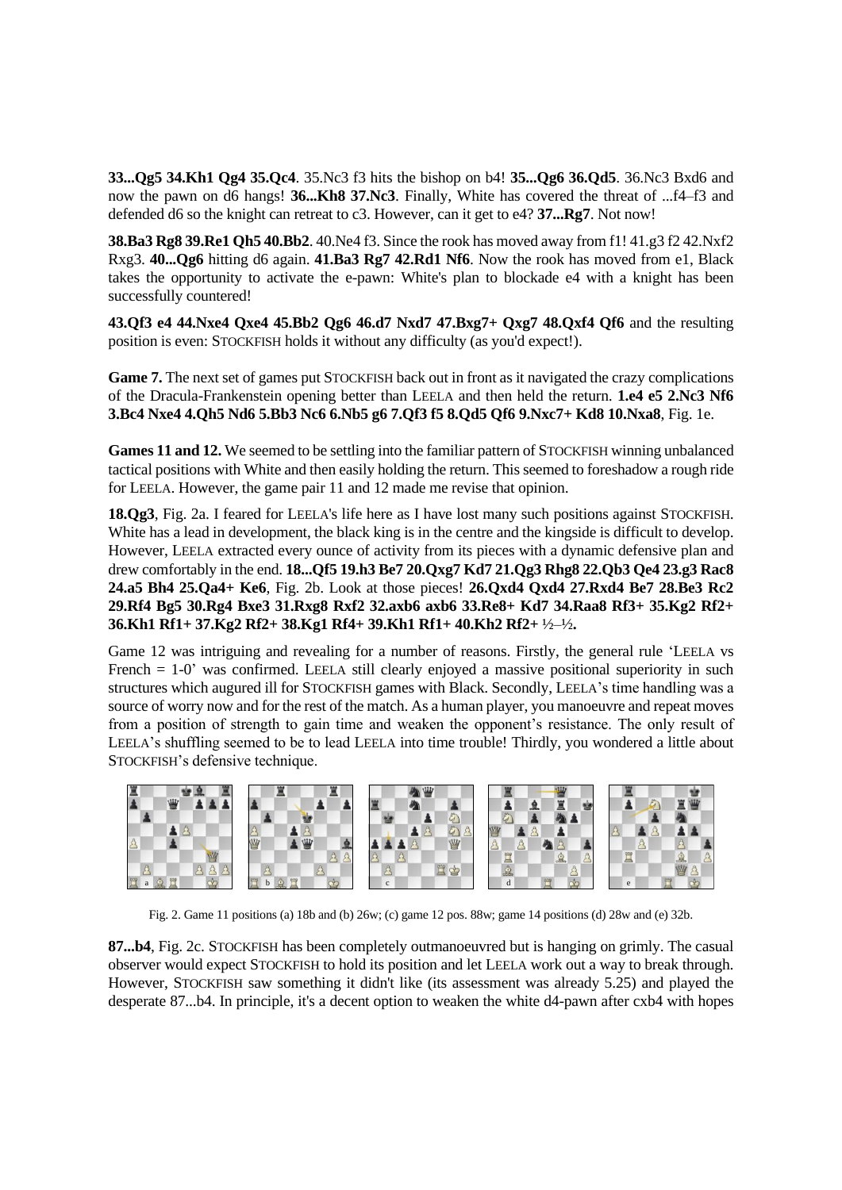**33...Qg5 34.Kh1 Qg4 35.Qc4**. 35.Nc3 f3 hits the bishop on b4! **35...Qg6 36.Qd5**. 36.Nc3 Bxd6 and now the pawn on d6 hangs! **36...Kh8 37.Nc3**. Finally, White has covered the threat of ...f4–f3 and defended d6 so the knight can retreat to c3. However, can it get to e4? **37...Rg7**. Not now!

**38.Ba3 Rg8 39.Re1 Qh5 40.Bb2**. 40.Ne4 f3. Since the rook has moved away from f1! 41.g3 f2 42.Nxf2 Rxg3. **40...Qg6** hitting d6 again. **41.Ba3 Rg7 42.Rd1 Nf6**. Now the rook has moved from e1, Black takes the opportunity to activate the e-pawn: White's plan to blockade e4 with a knight has been successfully countered!

**43.Qf3 e4 44.Nxe4 Qxe4 45.Bb2 Qg6 46.d7 Nxd7 47.Bxg7+ Qxg7 48.Qxf4 Qf6** and the resulting position is even: STOCKFISH holds it without any difficulty (as you'd expect!).

**Game 7.** The next set of games put STOCKFISH back out in front as it navigated the crazy complications of the Dracula-Frankenstein opening better than LEELA and then held the return. **1.e4 e5 2.Nc3 Nf6 3.Bc4 Nxe4 4.Qh5 Nd6 5.Bb3 Nc6 6.Nb5 g6 7.Qf3 f5 8.Qd5 Qf6 9.Nxc7+ Kd8 10.Nxa8**, Fig. 1e.

**Games 11 and 12.** We seemed to be settling into the familiar pattern of STOCKFISH winning unbalanced tactical positions with White and then easily holding the return. This seemed to foreshadow a rough ride for LEELA. However, the game pair 11 and 12 made me revise that opinion.

**18.Qg3**, Fig. 2a. I feared for LEELA's life here as I have lost many such positions against STOCKFISH. White has a lead in development, the black king is in the centre and the kingside is difficult to develop. However, LEELA extracted every ounce of activity from its pieces with a dynamic defensive plan and drew comfortably in the end. **18...Qf5 19.h3 Be7 20.Qxg7 Kd7 21.Qg3 Rhg8 22.Qb3 Qe4 23.g3 Rac8 24.a5 Bh4 25.Qa4+ Ke6**, Fig. 2b. Look at those pieces! **26.Qxd4 Qxd4 27.Rxd4 Be7 28.Be3 Rc2 29.Rf4 Bg5 30.Rg4 Bxe3 31.Rxg8 Rxf2 32.axb6 axb6 33.Re8+ Kd7 34.Raa8 Rf3+ 35.Kg2 Rf2+ 36.Kh1 Rf1+ 37.Kg2 Rf2+ 38.Kg1 Rf4+ 39.Kh1 Rf1+ 40.Kh2 Rf2+ ½–½.**

Game 12 was intriguing and revealing for a number of reasons. Firstly, the general rule 'LEELA vs French = 1-0' was confirmed. LEELA still clearly enjoyed a massive positional superiority in such structures which augured ill for STOCKFISH games with Black. Secondly, LEELA's time handling was a source of worry now and for the rest of the match. As a human player, you manoeuvre and repeat moves from a position of strength to gain time and weaken the opponent's resistance. The only result of LEELA's shuffling seemed to be to lead LEELA into time trouble! Thirdly, you wondered a little about STOCKFISH's defensive technique.

a b c d e

Fig. 2. Game 11 positions (a) 18b and (b) 26w; (c) game 12 pos. 88w; game 14 positions (d) 28w and (e) 32b.

**87...b4**, Fig. 2c. STOCKFISH has been completely outmanoeuvred but is hanging on grimly. The casual observer would expect STOCKFISH to hold its position and let LEELA work out a way to break through. However, STOCKFISH saw something it didn't like (its assessment was already 5.25) and played the desperate 87...b4. In principle, it's a decent option to weaken the white d4-pawn after cxb4 with hopes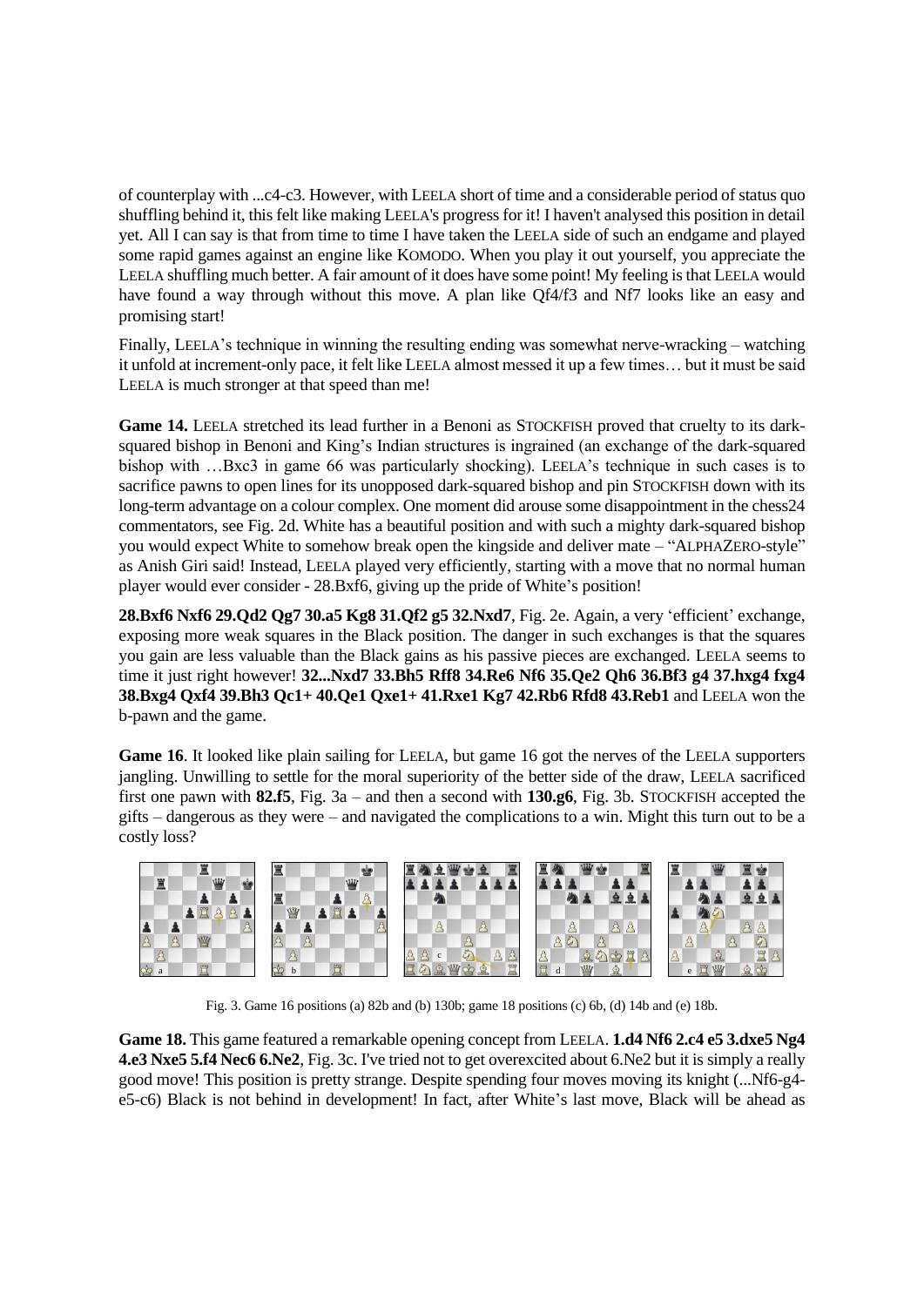of counterplay with ...c4-c3. However, with LEELA short of time and a considerable period of status quo shuffling behind it, this felt like making LEELA's progress for it! I haven't analysed this position in detail yet. All I can say is that from time to time I have taken the LEELA side of such an endgame and played some rapid games against an engine like KOMODO. When you play it out yourself, you appreciate the LEELA shuffling much better. A fair amount of it does have some point! My feeling is that LEELA would have found a way through without this move. A plan like Qf4/f3 and Nf7 looks like an easy and promising start!

Finally, LEELA's technique in winning the resulting ending was somewhat nerve-wracking – watching it unfold at increment-only pace, it felt like LEELA almost messed it up a few times… but it must be said LEELA is much stronger at that speed than me!

**Game 14.** LEELA stretched its lead further in a Benoni as STOCKFISH proved that cruelty to its dark-squared bishop in Benoni and King's Indian structures is ingrained (an exchange of the dark-squared bishop with …Bxc3 in game 66 was particularly shocking). LEELA's technique in such cases is to sacrifice pawns to open lines for its unopposed dark-squared bishop and pin STOCKFISH down with its long-term advantage on a colour complex. One moment did arouse some disappointment in the chess24 commentators, see Fig. 2d. White has a beautiful position and with such a mighty dark-squared bishop you would expect White to somehow break open the kingside and deliver mate – "ALPHAZERO-style" as Anish Giri said! Instead, LEELA played very efficiently, starting with a move that no normal human player would ever consider - 28.Bxf6, giving up the pride of White's position!

**28.Bxf6 Nxf6 29.Qd2 Qg7 30.a5 Kg8 31.Qf2 g5 32.Nxd7**, Fig. 2e. Again, a very 'efficient' exchange, exposing more weak squares in the Black position. The danger in such exchanges is that the squares you gain are less valuable than the Black gains as his passive pieces are exchanged. LEELA seems to time it just right however! **32...Nxd7 33.Bh5 Rff8 34.Re6 Nf6 35.Qe2 Qh6 36.Bf3 g4 37.hxg4 fxg4 38.Bxg4 Qxf4 39.Bh3 Qc1+ 40.Qe1 Qxe1+ 41.Rxe1 Kg7 42.Rb6 Rfd8 43.Reb1** and LEELA won the b-pawn and the game.

**Game 16**. It looked like plain sailing for LEELA, but game 16 got the nerves of the LEELA supporters jangling. Unwilling to settle for the moral superiority of the better side of the draw, LEELA sacrificed first one pawn with **82.f5**, Fig. 3a – and then a second with **130.g6**, Fig. 3b. STOCKFISH accepted the gifts – dangerous as they were – and navigated the complications to a win. Might this turn out to be a costly loss?

Fig. 3. Game 16 positions (a) 82b and (b) 130b; game 18 positions (c) 6b, (d) 14b and (e) 18b.

**Game 18.** This game featured a remarkable opening concept from LEELA. **1.d4 Nf6 2.c4 e5 3.dxe5 Ng4 4.e3 Nxe5 5.f4 Nec6 6.Ne2**, Fig. 3c. I've tried not to get overexcited about 6.Ne2 but it is simply a really good move! This position is pretty strange. Despite spending four moves moving its knight (...Nf6-g4-e5-c6) Black is not behind in development! In fact, after White's last move, Black will be ahead as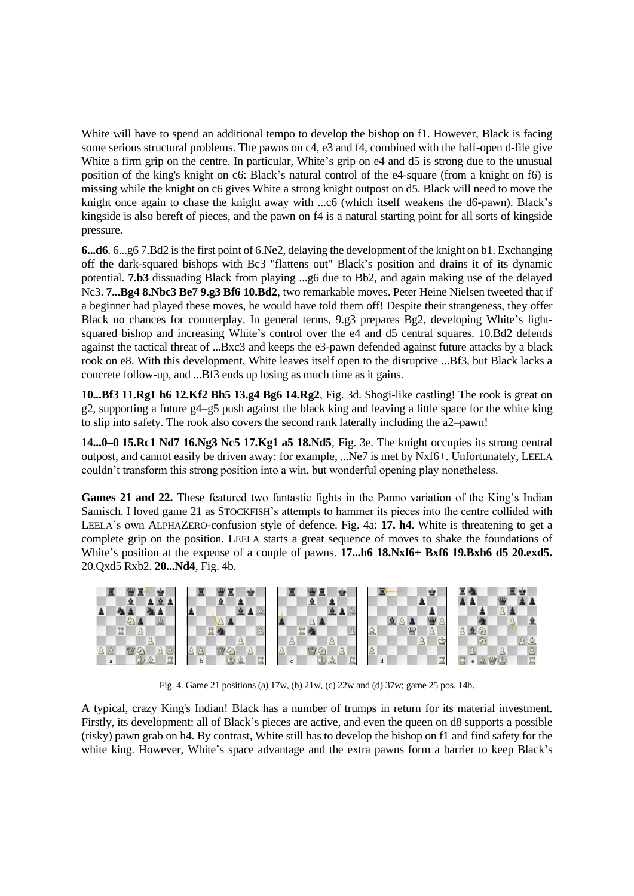White will have to spend an additional tempo to develop the bishop on f1. However, Black is facing some serious structural problems. The pawns on c4, e3 and f4, combined with the half-open d-file give White a firm grip on the centre. In particular, White's grip on e4 and d5 is strong due to the unusual position of the king's knight on c6: Black's natural control of the e4-square (from a knight on f6) is missing while the knight on c6 gives White a strong knight outpost on d5. Black will need to move the knight once again to chase the knight away with ...c6 (which itself weakens the d6-pawn). Black's kingside is also bereft of pieces, and the pawn on f4 is a natural starting point for all sorts of kingside pressure.

**6...d6**. 6...g6 7.Bd2 is the first point of 6.Ne2, delaying the development of the knight on b1. Exchanging off the dark-squared bishops with Bc3 "flattens out" Black's position and drains it of its dynamic potential. **7.b3** dissuading Black from playing ...g6 due to Bb2, and again making use of the delayed Nc3. **7...Bg4 8.Nbc3 Be7 9.g3 Bf6 10.Bd2**, two remarkable moves. Peter Heine Nielsen tweeted that if a beginner had played these moves, he would have told them off! Despite their strangeness, they offer Black no chances for counterplay. In general terms, 9.g3 prepares Bg2, developing White's light-squared bishop and increasing White's control over the e4 and d5 central squares. 10.Bd2 defends against the tactical threat of ...Bxc3 and keeps the e3-pawn defended against future attacks by a black rook on e8. With this development, White leaves itself open to the disruptive ...Bf3, but Black lacks a concrete follow-up, and ...Bf3 ends up losing as much time as it gains.

**10...Bf3 11.Rg1 h6 12.Kf2 Bh5 13.g4 Bg6 14.Rg2**, Fig. 3d. Shogi-like castling! The rook is great on g2, supporting a future g4–g5 push against the black king and leaving a little space for the white king to slip into safety. The rook also covers the second rank laterally including the a2–pawn!

**14...0–0 15.Rc1 Nd7 16.Ng3 Nc5 17.Kg1 a5 18.Nd5**, Fig. 3e. The knight occupies its strong central outpost, and cannot easily be driven away: for example, ...Ne7 is met by Nxf6+. Unfortunately, LEELA couldn't transform this strong position into a win, but wonderful opening play nonetheless.

**Games 21 and 22.** These featured two fantastic fights in the Panno variation of the King's Indian Samisch. I loved game 21 as STOCKFISH's attempts to hammer its pieces into the centre collided with LEELA's own ALPHAZERO-confusion style of defence. Fig. 4a: **17. h4**. White is threatening to get a complete grip on the position. LEELA starts a great sequence of moves to shake the foundations of White's position at the expense of a couple of pawns. **17...h6 18.Nxf6+ Bxf6 19.Bxh6 d5 20.exd5.** 20.Qxd5 Rxb2. **20...Nd4**, Fig. 4b.

Fig. 4. Game 21 positions (a) 17w, (b) 21w, (c) 22w and (d) 37w; game 25 pos. 14b.

A typical, crazy King's Indian! Black has a number of trumps in return for its material investment. Firstly, its development: all of Black's pieces are active, and even the queen on d8 supports a possible (risky) pawn grab on h4. By contrast, White still has to develop the bishop on f1 and find safety for the white king. However, White's space advantage and the extra pawns form a barrier to keep Black's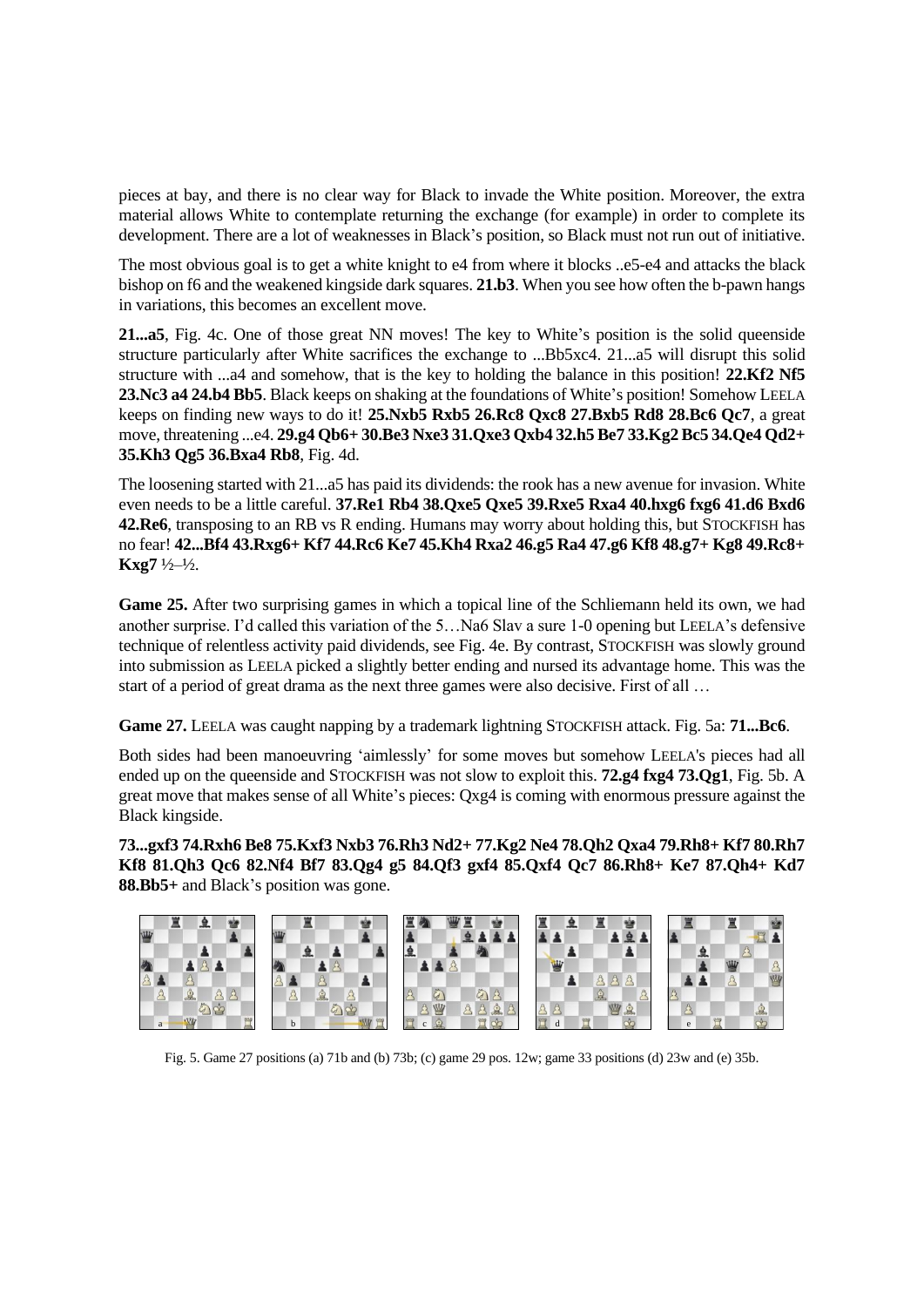pieces at bay, and there is no clear way for Black to invade the White position. Moreover, the extra material allows White to contemplate returning the exchange (for example) in order to complete its development. There are a lot of weaknesses in Black's position, so Black must not run out of initiative.

The most obvious goal is to get a white knight to e4 from where it blocks ..e5-e4 and attacks the black bishop on f6 and the weakened kingside dark squares. **21.b3**. When you see how often the b-pawn hangs in variations, this becomes an excellent move.

**21...a5**, Fig. 4c. One of those great NN moves! The key to White's position is the solid queenside structure particularly after White sacrifices the exchange to ...Bb5xc4. 21...a5 will disrupt this solid structure with ...a4 and somehow, that is the key to holding the balance in this position! **22.Kf2 Nf5 23.Nc3 a4 24.b4 Bb5**. Black keeps on shaking at the foundations of White's position! Somehow LEELA keeps on finding new ways to do it! **25.Nxb5 Rxb5 26.Rc8 Qxc8 27.Bxb5 Rd8 28.Bc6 Qc7**, a great move, threatening ...e4. **29.g4 Qb6+ 30.Be3 Nxe3 31.Qxe3 Qxb4 32.h5 Be7 33.Kg2 Bc5 34.Qe4 Qd2+ 35.Kh3 Qg5 36.Bxa4 Rb8**, Fig. 4d.

The loosening started with 21...a5 has paid its dividends: the rook has a new avenue for invasion. White even needs to be a little careful. **37.Re1 Rb4 38.Qxe5 Qxe5 39.Rxe5 Rxa4 40.hxg6 fxg6 41.d6 Bxd6 42.Re6**, transposing to an RB vs R ending. Humans may worry about holding this, but STOCKFISH has no fear! **42...Bf4 43.Rxg6+ Kf7 44.Rc6 Ke7 45.Kh4 Rxa2 46.g5 Ra4 47.g6 Kf8 48.g7+ Kg8 49.Rc8+ Kxg7** ½–½.

**Game 25.** After two surprising games in which a topical line of the Schliemann held its own, we had another surprise. I'd called this variation of the 5…Na6 Slav a sure 1-0 opening but LEELA's defensive technique of relentless activity paid dividends, see Fig. 4e. By contrast, STOCKFISH was slowly ground into submission as LEELA picked a slightly better ending and nursed its advantage home. This was the start of a period of great drama as the next three games were also decisive. First of all …

**Game 27.** LEELA was caught napping by a trademark lightning STOCKFISH attack. Fig. 5a: **71...Bc6**.

Both sides had been manoeuvring 'aimlessly' for some moves but somehow LEELA's pieces had all ended up on the queenside and STOCKFISH was not slow to exploit this. **72.g4 fxg4 73.Qg1**, Fig. 5b. A great move that makes sense of all White's pieces: Qxg4 is coming with enormous pressure against the Black kingside.

**73...gxf3 74.Rxh6 Be8 75.Kxf3 Nxb3 76.Rh3 Nd2+ 77.Kg2 Ne4 78.Qh2 Qxa4 79.Rh8+ Kf7 80.Rh7 Kf8 81.Qh3 Qc6 82.Nf4 Bf7 83.Qg4 g5 84.Qf3 gxf4 85.Qxf4 Qc7 86.Rh8+ Ke7 87.Qh4+ Kd7 88.Bb5+** and Black's position was gone.

a b c d e

Fig. 5. Game 27 positions (a) 71b and (b) 73b; (c) game 29 pos. 12w; game 33 positions (d) 23w and (e) 35b.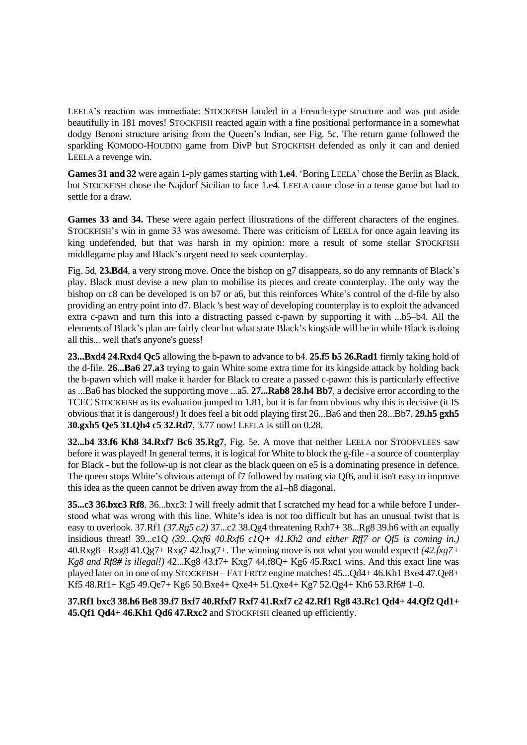LEELA's reaction was immediate: STOCKFISH landed in a French-type structure and was put aside beautifully in 181 moves! STOCKFISH reacted again with a fine positional performance in a somewhat dodgy Benoni structure arising from the Queen's Indian, see Fig. 5c. The return game followed the sparkling KOMODO-HOUDINI game from DivP but STOCKFISH defended as only it can and denied LEELA a revenge win.

**Games 31 and 32** were again 1-ply games starting with **1.e4**. 'Boring LEELA' chose the Berlin as Black, but STOCKFISH chose the Najdorf Sicilian to face 1.e4. LEELA came close in a tense game but had to settle for a draw.

**Games 33 and 34.** These were again perfect illustrations of the different characters of the engines. STOCKFISH's win in game 33 was awesome. There was criticism of LEELA for once again leaving its king undefended, but that was harsh in my opinion: more a result of some stellar STOCKFISH middlegame play and Black's urgent need to seek counterplay.

Fig. 5d, **23.Bd4**, a very strong move. Once the bishop on g7 disappears, so do any remnants of Black's play. Black must devise a new plan to mobilise its pieces and create counterplay. The only way the bishop on c8 can be developed is on b7 or a6, but this reinforces White's control of the d-file by also providing an entry point into d7. Black 's best way of developing counterplay is to exploit the advanced extra c-pawn and turn this into a distracting passed c-pawn by supporting it with ...b5–b4. All the elements of Black's plan are fairly clear but what state Black's kingside will be in while Black is doing all this... well that's anyone's guess!

**23...Bxd4 24.Rxd4 Qc5** allowing the b-pawn to advance to b4. **25.f5 b5 26.Rad1** firmly taking hold of the d-file. **26...Ba6 27.a3** trying to gain White some extra time for its kingside attack by holding back the b-pawn which will make it harder for Black to create a passed c-pawn: this is particularly effective as ...Ba6 has blocked the supporting move ...a5. **27...Rab8 28.h4 Bb7**, a decisive error according to the TCEC STOCKFISH as its evaluation jumped to 1.81, but it is far from obvious why this is decisive (it IS obvious that it is dangerous!) It does feel a bit odd playing first 26...Ba6 and then 28...Bb7. **29.h5 gxh5 30.gxh5 Qe5 31.Qh4 c5 32.Rd7**, 3.77 now! LEELA is still on 0.28.

**32...b4 33.f6 Kh8 34.Rxf7 Bc6 35.Rg7**, Fig. 5e. A move that neither LEELA nor STOOFVLEES saw before it was played! In general terms, it is logical for White to block the g-file - a source of counterplay for Black - but the follow-up is not clear as the black queen on e5 is a dominating presence in defence. The queen stops White's obvious attempt of f7 followed by mating via Qf6, and it isn't easy to improve this idea as the queen cannot be driven away from the a1–h8 diagonal.

**35...c3 36.bxc3 Rf8**. 36...bxc3: I will freely admit that I scratched my head for a while before I understood what was wrong with this line. White's idea is not too difficult but has an unusual twist that is easy to overlook. 37.Rf1 *(37.Rg5 c2)* 37...c2 38.Qg4 threatening Rxh7+ 38...Rg8 39.h6 with an equally insidious threat! 39...c1Q *(39...Qxf6 40.Rxf6 c1Q+ 41.Kh2 and either Rff7 or Qf5 is coming in.)* 40.Rxg8+ Rxg8 41.Qg7+ Rxg7 42.hxg7+. The winning move is not what you would expect! *(42.fxg7+ Kg8 and Rf8# is illegal!)* 42...Kg8 43.f7+ Kxg7 44.f8Q+ Kg6 45.Rxc1 wins. And this exact line was played later on in one of my STOCKFISH – FAT FRITZ engine matches! 45...Qd4+ 46.Kh1 Bxe4 47.Qe8+ Kf5 48.Rf1+ Kg5 49.Qe7+ Kg6 50.Bxe4+ Qxe4+ 51.Qxe4+ Kg7 52.Qg4+ Kh6 53.Rf6# 1–0.

**37.Rf1 bxc3 38.h6 Be8 39.f7 Bxf7 40.Rfxf7 Rxf7 41.Rxf7 c2 42.Rf1 Rg8 43.Rc1 Qd4+ 44.Qf2 Qd1+ 45.Qf1 Qd4+ 46.Kh1 Qd6 47.Rxc2** and STOCKFISH cleaned up efficiently.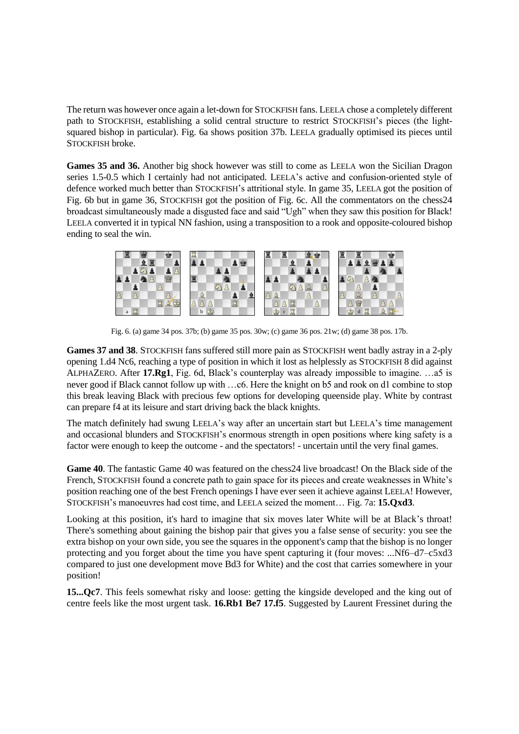The return was however once again a let-down for STOCKFISH fans. LEELA chose a completely different path to STOCKFISH, establishing a solid central structure to restrict STOCKFISH's pieces (the light-squared bishop in particular). Fig. 6a shows position 37b. LEELA gradually optimised its pieces until STOCKFISH broke.

**Games 35 and 36.** Another big shock however was still to come as LEELA won the Sicilian Dragon series 1.5-0.5 which I certainly had not anticipated. LEELA's active and confusion-oriented style of defence worked much better than STOCKFISH's attritional style. In game 35, LEELA got the position of Fig. 6b but in game 36, STOCKFISH got the position of Fig. 6c. All the commentators on the chess24 broadcast simultaneously made a disgusted face and said "Ugh" when they saw this position for Black! LEELA converted it in typical NN fashion, using a transposition to a rook and opposite-coloured bishop ending to seal the win.

Fig. 6. (a) game 34 pos. 37b; (b) game 35 pos. 30w; (c) game 36 pos. 21w; (d) game 38 pos. 17b.

**Games 37 and 38**. STOCKFISH fans suffered still more pain as STOCKFISH went badly astray in a 2-ply opening 1.d4 Nc6, reaching a type of position in which it lost as helplessly as STOCKFISH 8 did against ALPHAZERO. After **17.Rg1**, Fig. 6d, Black's counterplay was already impossible to imagine. …a5 is never good if Black cannot follow up with …c6. Here the knight on b5 and rook on d1 combine to stop this break leaving Black with precious few options for developing queenside play. White by contrast can prepare f4 at its leisure and start driving back the black knights.

The match definitely had swung LEELA's way after an uncertain start but LEELA's time management and occasional blunders and STOCKFISH's enormous strength in open positions where king safety is a factor were enough to keep the outcome - and the spectators! - uncertain until the very final games.

**Game 40**. The fantastic Game 40 was featured on the chess24 live broadcast! On the Black side of the French, STOCKFISH found a concrete path to gain space for its pieces and create weaknesses in White's position reaching one of the best French openings I have ever seen it achieve against LEELA! However, STOCKFISH's manoeuvres had cost time, and LEELA seized the moment… Fig. 7a: **15.Qxd3**.

Looking at this position, it's hard to imagine that six moves later White will be at Black's throat! There's something about gaining the bishop pair that gives you a false sense of security: you see the extra bishop on your own side, you see the squares in the opponent's camp that the bishop is no longer protecting and you forget about the time you have spent capturing it (four moves: ...Nf6–d7–c5xd3 compared to just one development move Bd3 for White) and the cost that carries somewhere in your position!

**15...Qc7**. This feels somewhat risky and loose: getting the kingside developed and the king out of centre feels like the most urgent task. **16.Rb1 Be7 17.f5**. Suggested by Laurent Fressinet during the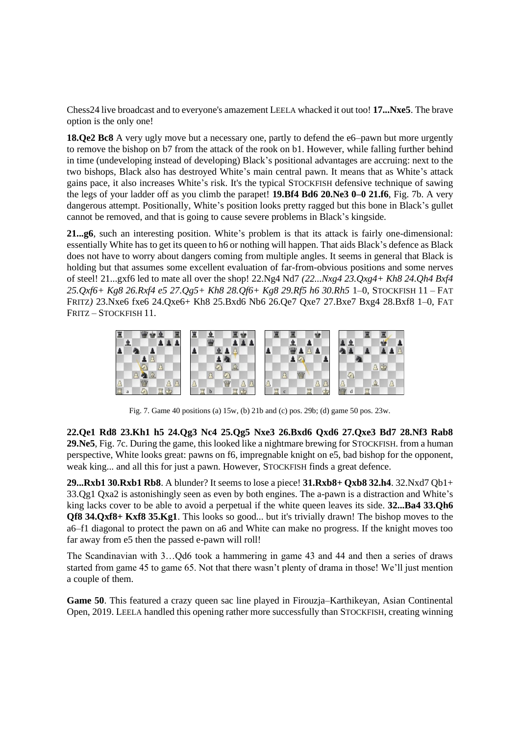Chess24 live broadcast and to everyone's amazement LEELA whacked it out too! **17...Nxe5**. The brave option is the only one!

**18.Qe2 Bc8** A very ugly move but a necessary one, partly to defend the e6–pawn but more urgently to remove the bishop on b7 from the attack of the rook on b1. However, while falling further behind in time (undeveloping instead of developing) Black's positional advantages are accruing: next to the two bishops, Black also has destroyed White's main central pawn. It means that as White's attack gains pace, it also increases White's risk. It's the typical STOCKFISH defensive technique of sawing the legs of your ladder off as you climb the parapet! **19.Bf4 Bd6 20.Ne3 0–0 21.f6**, Fig. 7b. A very dangerous attempt. Positionally, White's position looks pretty ragged but this bone in Black's gullet cannot be removed, and that is going to cause severe problems in Black's kingside.

**21...g6**, such an interesting position. White's problem is that its attack is fairly one-dimensional: essentially White has to get its queen to h6 or nothing will happen. That aids Black's defence as Black does not have to worry about dangers coming from multiple angles. It seems in general that Black is holding but that assumes some excellent evaluation of far-from-obvious positions and some nerves of steel! 21...gxf6 led to mate all over the shop! 22.Ng4 Nd7 *(22...Nxg4 23.Qxg4+ Kh8 24.Qh4 Bxf4 25.Qxf6+ Kg8 26.Rxf4 e5 27.Qg5+ Kh8 28.Qf6+ Kg8 29.Rf5 h6 30.Rh5* 1–0, STOCKFISH 11 – FAT FRITZ*)* 23.Nxe6 fxe6 24.Qxe6+ Kh8 25.Bxd6 Nb6 26.Qe7 Qxe7 27.Bxe7 Bxg4 28.Bxf8 1–0, FAT FRITZ – STOCKFISH 11.

Fig. 7. Game 40 positions (a) 15w, (b) 21b and (c) pos. 29b; (d) game 50 pos. 23w.

**22.Qe1 Rd8 23.Kh1 h5 24.Qg3 Nc4 25.Qg5 Nxe3 26.Bxd6 Qxd6 27.Qxe3 Bd7 28.Nf3 Rab8 29.Ne5**, Fig. 7c. During the game, this looked like a nightmare brewing for STOCKFISH. from a human perspective, White looks great: pawns on f6, impregnable knight on e5, bad bishop for the opponent, weak king... and all this for just a pawn. However, STOCKFISH finds a great defence.

**29...Rxb1 30.Rxb1 Rb8**. A blunder? It seems to lose a piece! **31.Rxb8+ Qxb8 32.h4**. 32.Nxd7 Qb1+ 33.Qg1 Qxa2 is astonishingly seen as even by both engines. The a-pawn is a distraction and White's king lacks cover to be able to avoid a perpetual if the white queen leaves its side. **32...Ba4 33.Qh6 Qf8 34.Qxf8+ Kxf8 35.Kg1**. This looks so good... but it's trivially drawn! The bishop moves to the a6–f1 diagonal to protect the pawn on a6 and White can make no progress. If the knight moves too far away from e5 then the passed e-pawn will roll!

The Scandinavian with 3…Qd6 took a hammering in game 43 and 44 and then a series of draws started from game 45 to game 65. Not that there wasn't plenty of drama in those! We'll just mention a couple of them.

**Game 50**. This featured a crazy queen sac line played in Firouzja–Karthikeyan, Asian Continental Open, 2019. LEELA handled this opening rather more successfully than STOCKFISH, creating winning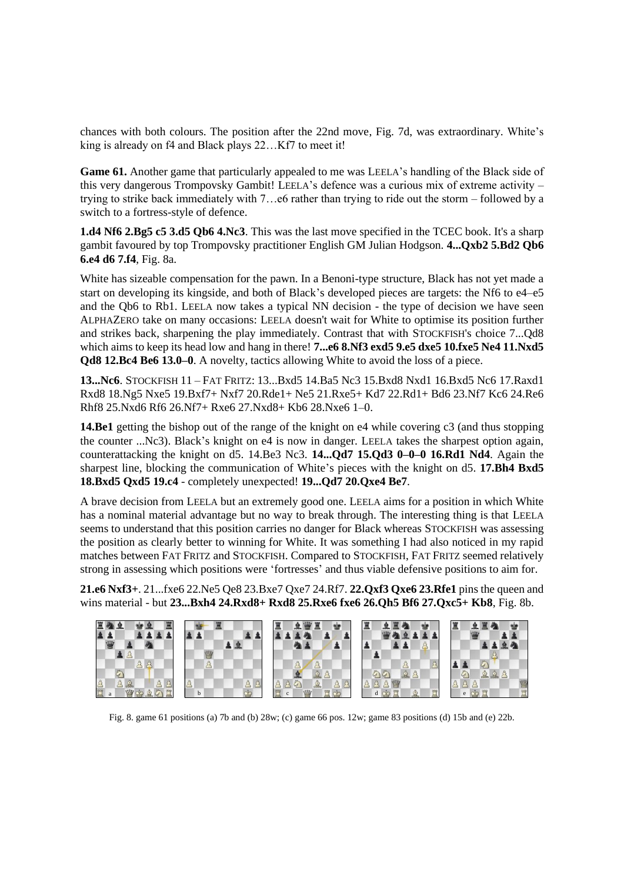chances with both colours. The position after the 22nd move, Fig. 7d, was extraordinary. White's king is already on f4 and Black plays 22…Kf7 to meet it!

**Game 61.** Another game that particularly appealed to me was LEELA's handling of the Black side of this very dangerous Trompovsky Gambit! LEELA's defence was a curious mix of extreme activity – trying to strike back immediately with 7…e6 rather than trying to ride out the storm – followed by a switch to a fortress-style of defence.

**1.d4 Nf6 2.Bg5 c5 3.d5 Qb6 4.Nc3**. This was the last move specified in the TCEC book. It's a sharp gambit favoured by top Trompovsky practitioner English GM Julian Hodgson. **4...Qxb2 5.Bd2 Qb6 6.e4 d6 7.f4**, Fig. 8a.

White has sizeable compensation for the pawn. In a Benoni-type structure, Black has not yet made a start on developing its kingside, and both of Black's developed pieces are targets: the Nf6 to e4–e5 and the Qb6 to Rb1. LEELA now takes a typical NN decision - the type of decision we have seen ALPHAZERO take on many occasions: LEELA doesn't wait for White to optimise its position further and strikes back, sharpening the play immediately. Contrast that with STOCKFISH's choice 7...Qd8 which aims to keep its head low and hang in there! **7...e6 8.Nf3 exd5 9.e5 dxe5 10.fxe5 Ne4 11.Nxd5 Qd8 12.Bc4 Be6 13.0–0**. A novelty, tactics allowing White to avoid the loss of a piece.

**13...Nc6**. STOCKFISH 11 – FAT FRITZ: 13...Bxd5 14.Ba5 Nc3 15.Bxd8 Nxd1 16.Bxd5 Nc6 17.Raxd1 Rxd8 18.Ng5 Nxe5 19.Bxf7+ Nxf7 20.Rde1+ Ne5 21.Rxe5+ Kd7 22.Rd1+ Bd6 23.Nf7 Kc6 24.Re6 Rhf8 25.Nxd6 Rf6 26.Nf7+ Rxe6 27.Nxd8+ Kb6 28.Nxe6 1–0.

**14.Be1** getting the bishop out of the range of the knight on e4 while covering c3 (and thus stopping the counter ...Nc3). Black's knight on e4 is now in danger. LEELA takes the sharpest option again, counterattacking the knight on d5. 14.Be3 Nc3. **14...Qd7 15.Qd3 0–0–0 16.Rd1 Nd4**. Again the sharpest line, blocking the communication of White's pieces with the knight on d5. **17.Bh4 Bxd5 18.Bxd5 Qxd5 19.c4** - completely unexpected! **19...Qd7 20.Qxe4 Be7**.

A brave decision from LEELA but an extremely good one. LEELA aims for a position in which White has a nominal material advantage but no way to break through. The interesting thing is that LEELA seems to understand that this position carries no danger for Black whereas STOCKFISH was assessing the position as clearly better to winning for White. It was something I had also noticed in my rapid matches between FAT FRITZ and STOCKFISH. Compared to STOCKFISH, FAT FRITZ seemed relatively strong in assessing which positions were 'fortresses' and thus viable defensive positions to aim for.

**21.e6 Nxf3+**. 21...fxe6 22.Ne5 Qe8 23.Bxe7 Qxe7 24.Rf7. **22.Qxf3 Qxe6 23.Rfe1** pins the queen and wins material - but **23...Bxh4 24.Rxd8+ Rxd8 25.Rxe6 fxe6 26.Qh5 Bf6 27.Qxc5+ Kb8**, Fig. 8b.

a b c d e

Fig. 8. game 61 positions (a) 7b and (b) 28w; (c) game 66 pos. 12w; game 83 positions (d) 15b and (e) 22b.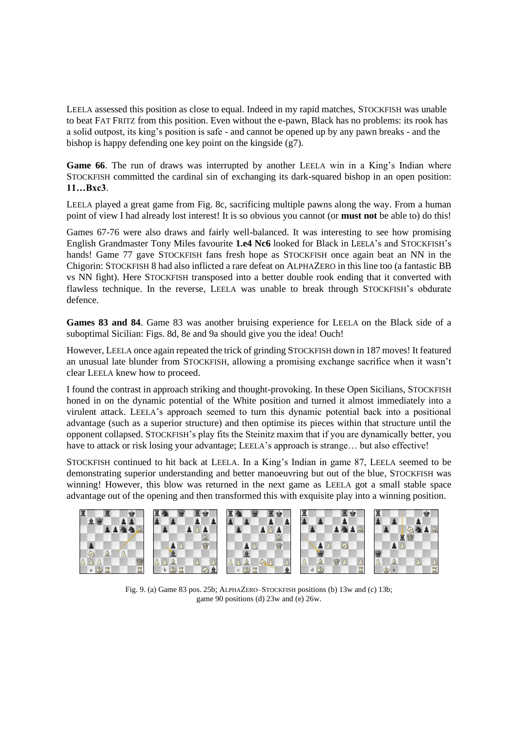LEELA assessed this position as close to equal. Indeed in my rapid matches, STOCKFISH was unable to beat FAT FRITZ from this position. Even without the e-pawn, Black has no problems: its rook has a solid outpost, its king's position is safe - and cannot be opened up by any pawn breaks - and the bishop is happy defending one key point on the kingside (g7).

**Game 66**. The run of draws was interrupted by another LEELA win in a King's Indian where STOCKFISH committed the cardinal sin of exchanging its dark-squared bishop in an open position: **11…Bxc3**.

LEELA played a great game from Fig. 8c, sacrificing multiple pawns along the way. From a human point of view I had already lost interest! It is so obvious you cannot (or **must not** be able to) do this!

Games 67-76 were also draws and fairly well-balanced. It was interesting to see how promising English Grandmaster Tony Miles favourite **1.e4 Nc6** looked for Black in LEELA's and STOCKFISH's hands! Game 77 gave STOCKFISH fans fresh hope as STOCKFISH once again beat an NN in the Chigorin: STOCKFISH 8 had also inflicted a rare defeat on ALPHAZERO in this line too (a fantastic BB vs NN fight). Here STOCKFISH transposed into a better double rook ending that it converted with flawless technique. In the reverse, LEELA was unable to break through STOCKFISH's obdurate defence.

**Games 83 and 84**. Game 83 was another bruising experience for LEELA on the Black side of a suboptimal Sicilian: Figs. 8d, 8e and 9a should give you the idea! Ouch!

However, LEELA once again repeated the trick of grinding STOCKFISH down in 187 moves! It featured an unusual late blunder from STOCKFISH, allowing a promising exchange sacrifice when it wasn't clear LEELA knew how to proceed.

I found the contrast in approach striking and thought-provoking. In these Open Sicilians, STOCKFISH honed in on the dynamic potential of the White position and turned it almost immediately into a virulent attack. LEELA's approach seemed to turn this dynamic potential back into a positional advantage (such as a superior structure) and then optimise its pieces within that structure until the opponent collapsed. STOCKFISH's play fits the Steinitz maxim that if you are dynamically better, you have to attack or risk losing your advantage; LEELA's approach is strange… but also effective!

STOCKFISH continued to hit back at LEELA. In a King's Indian in game 87, LEELA seemed to be demonstrating superior understanding and better manoeuvring but out of the blue, STOCKFISH was winning! However, this blow was returned in the next game as LEELA got a small stable space advantage out of the opening and then transformed this with exquisite play into a winning position.

Fig. 9. (a) Game 83 pos. 25b; ALPHAZERO–STOCKFISH positions (b) 13w and (c) 13b; game 90 positions (d) 23w and (e) 26w.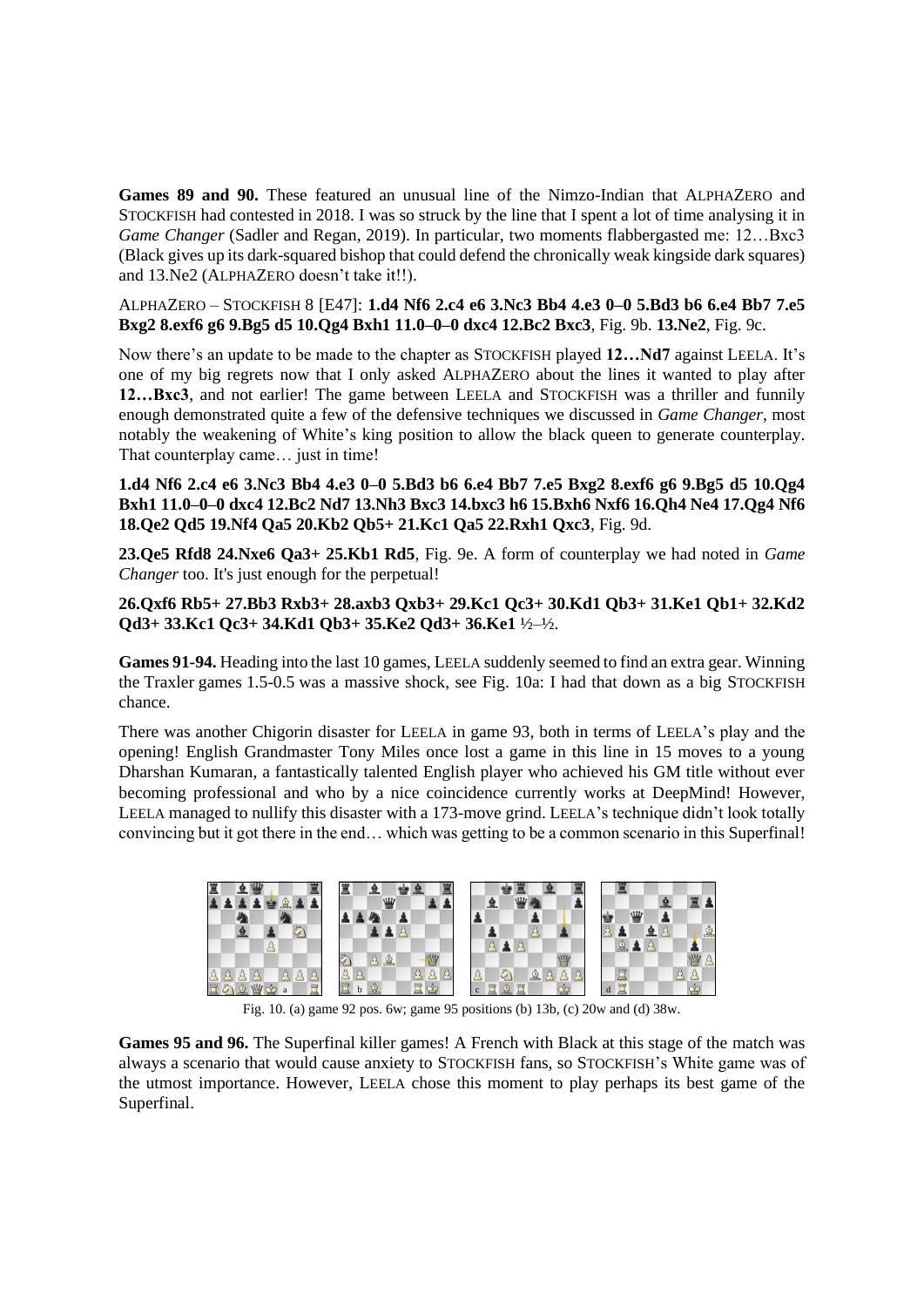**Games 89 and 90.** These featured an unusual line of the Nimzo-Indian that ALPHAZERO and STOCKFISH had contested in 2018. I was so struck by the line that I spent a lot of time analysing it in *Game Changer* (Sadler and Regan, 2019). In particular, two moments flabbergasted me: 12…Bxc3 (Black gives up its dark-squared bishop that could defend the chronically weak kingside dark squares) and 13.Ne2 (ALPHAZERO doesn't take it!!).

ALPHAZERO – STOCKFISH 8 [E47]: **1.d4 Nf6 2.c4 e6 3.Nc3 Bb4 4.e3 0–0 5.Bd3 b6 6.e4 Bb7 7.e5 Bxg2 8.exf6 g6 9.Bg5 d5 10.Qg4 Bxh1 11.0–0–0 dxc4 12.Bc2 Bxc3**, Fig. 9b. **13.Ne2**, Fig. 9c.

Now there's an update to be made to the chapter as STOCKFISH played **12…Nd7** against LEELA. It's one of my big regrets now that I only asked ALPHAZERO about the lines it wanted to play after **12…Bxc3**, and not earlier! The game between LEELA and STOCKFISH was a thriller and funnily enough demonstrated quite a few of the defensive techniques we discussed in *Game Changer*, most notably the weakening of White's king position to allow the black queen to generate counterplay. That counterplay came… just in time!

**1.d4 Nf6 2.c4 e6 3.Nc3 Bb4 4.e3 0–0 5.Bd3 b6 6.e4 Bb7 7.e5 Bxg2 8.exf6 g6 9.Bg5 d5 10.Qg4 Bxh1 11.0–0–0 dxc4 12.Bc2 Nd7 13.Nh3 Bxc3 14.bxc3 h6 15.Bxh6 Nxf6 16.Qh4 Ne4 17.Qg4 Nf6 18.Qe2 Qd5 19.Nf4 Qa5 20.Kb2 Qb5+ 21.Kc1 Qa5 22.Rxh1 Qxc3**, Fig. 9d.

**23.Qe5 Rfd8 24.Nxe6 Qa3+ 25.Kb1 Rd5**, Fig. 9e. A form of counterplay we had noted in *Game Changer* too. It's just enough for the perpetual!

**26.Qxf6 Rb5+ 27.Bb3 Rxb3+ 28.axb3 Qxb3+ 29.Kc1 Qc3+ 30.Kd1 Qb3+ 31.Ke1 Qb1+ 32.Kd2 Qd3+ 33.Kc1 Qc3+ 34.Kd1 Qb3+ 35.Ke2 Qd3+ 36.Ke1** ½–½.

**Games 91-94.** Heading into the last 10 games, LEELA suddenly seemed to find an extra gear. Winning the Traxler games 1.5-0.5 was a massive shock, see Fig. 10a: I had that down as a big STOCKFISH chance.

There was another Chigorin disaster for LEELA in game 93, both in terms of LEELA's play and the opening! English Grandmaster Tony Miles once lost a game in this line in 15 moves to a young Dharshan Kumaran, a fantastically talented English player who achieved his GM title without ever becoming professional and who by a nice coincidence currently works at DeepMind! However, LEELA managed to nullify this disaster with a 173-move grind. LEELA's technique didn't look totally convincing but it got there in the end… which was getting to be a common scenario in this Superfinal!

Fig. 10. (a) game 92 pos. 6w; game 95 positions (b) 13b, (c) 20w and (d) 38w.

**Games 95 and 96.** The Superfinal killer games! A French with Black at this stage of the match was always a scenario that would cause anxiety to STOCKFISH fans, so STOCKFISH's White game was of the utmost importance. However, LEELA chose this moment to play perhaps its best game of the Superfinal.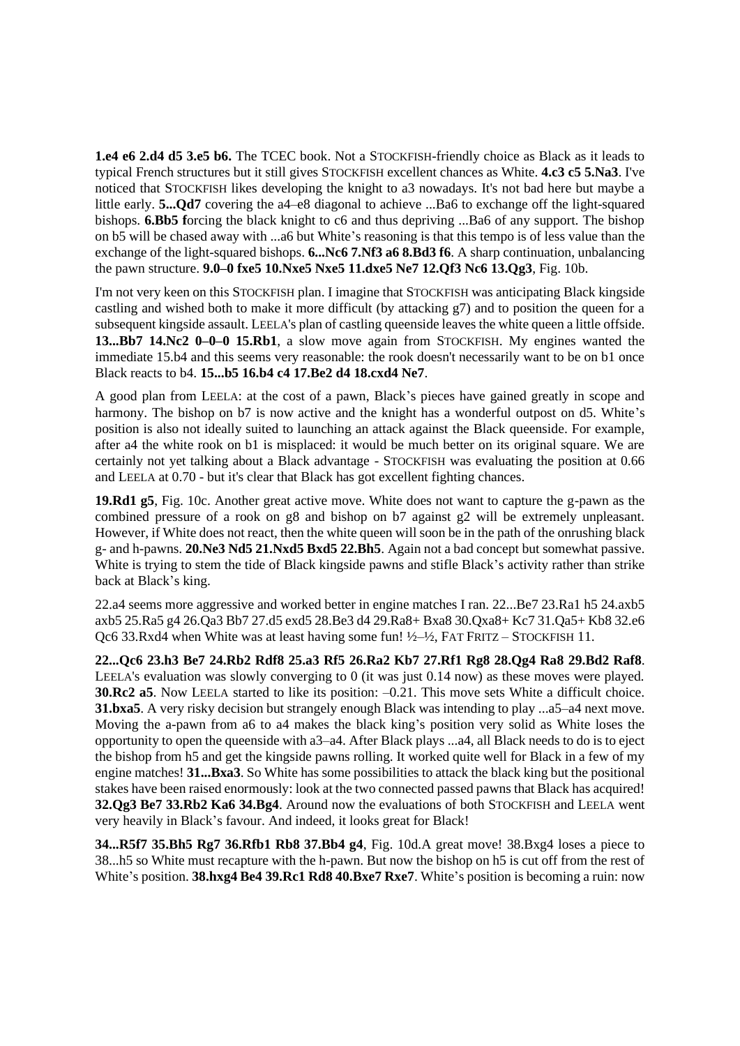**1.e4 e6 2.d4 d5 3.e5 b6.** The TCEC book. Not a STOCKFISH-friendly choice as Black as it leads to typical French structures but it still gives STOCKFISH excellent chances as White. **4.c3 c5 5.Na3**. I've noticed that STOCKFISH likes developing the knight to a3 nowadays. It's not bad here but maybe a little early. **5...Qd7** covering the a4–e8 diagonal to achieve ...Ba6 to exchange off the light-squared bishops. **6.Bb5 f**orcing the black knight to c6 and thus depriving ...Ba6 of any support. The bishop on b5 will be chased away with ...a6 but White's reasoning is that this tempo is of less value than the exchange of the light-squared bishops. **6...Nc6 7.Nf3 a6 8.Bd3 f6**. A sharp continuation, unbalancing the pawn structure. **9.0–0 fxe5 10.Nxe5 Nxe5 11.dxe5 Ne7 12.Qf3 Nc6 13.Qg3**, Fig. 10b.

I'm not very keen on this STOCKFISH plan. I imagine that STOCKFISH was anticipating Black kingside castling and wished both to make it more difficult (by attacking g7) and to position the queen for a subsequent kingside assault. LEELA's plan of castling queenside leaves the white queen a little offside. **13...Bb7 14.Nc2 0–0–0 15.Rb1**, a slow move again from STOCKFISH. My engines wanted the immediate 15.b4 and this seems very reasonable: the rook doesn't necessarily want to be on b1 once Black reacts to b4. **15...b5 16.b4 c4 17.Be2 d4 18.cxd4 Ne7**.

A good plan from LEELA: at the cost of a pawn, Black's pieces have gained greatly in scope and harmony. The bishop on b7 is now active and the knight has a wonderful outpost on d5. White's position is also not ideally suited to launching an attack against the Black queenside. For example, after a4 the white rook on b1 is misplaced: it would be much better on its original square. We are certainly not yet talking about a Black advantage - STOCKFISH was evaluating the position at 0.66 and LEELA at 0.70 - but it's clear that Black has got excellent fighting chances.

**19.Rd1 g5**, Fig. 10c. Another great active move. White does not want to capture the g-pawn as the combined pressure of a rook on g8 and bishop on b7 against g2 will be extremely unpleasant. However, if White does not react, then the white queen will soon be in the path of the onrushing black g- and h-pawns. **20.Ne3 Nd5 21.Nxd5 Bxd5 22.Bh5**. Again not a bad concept but somewhat passive. White is trying to stem the tide of Black kingside pawns and stifle Black's activity rather than strike back at Black's king.

22.a4 seems more aggressive and worked better in engine matches I ran. 22...Be7 23.Ra1 h5 24.axb5 axb5 25.Ra5 g4 26.Qa3 Bb7 27.d5 exd5 28.Be3 d4 29.Ra8+ Bxa8 30.Qxa8+ Kc7 31.Qa5+ Kb8 32.e6 Qc6 33.Rxd4 when White was at least having some fun! ½–½, FAT FRITZ – STOCKFISH 11.

**22...Qc6 23.h3 Be7 24.Rb2 Rdf8 25.a3 Rf5 26.Ra2 Kb7 27.Rf1 Rg8 28.Qg4 Ra8 29.Bd2 Raf8**. LEELA's evaluation was slowly converging to 0 (it was just 0.14 now) as these moves were played. **30.Rc2 a5**. Now LEELA started to like its position: –0.21. This move sets White a difficult choice. **31.bxa5**. A very risky decision but strangely enough Black was intending to play ...a5–a4 next move. Moving the a-pawn from a6 to a4 makes the black king's position very solid as White loses the opportunity to open the queenside with a3–a4. After Black plays ...a4, all Black needs to do is to eject the bishop from h5 and get the kingside pawns rolling. It worked quite well for Black in a few of my engine matches! **31...Bxa3**. So White has some possibilities to attack the black king but the positional stakes have been raised enormously: look at the two connected passed pawns that Black has acquired! **32.Qg3 Be7 33.Rb2 Ka6 34.Bg4**. Around now the evaluations of both STOCKFISH and LEELA went very heavily in Black's favour. And indeed, it looks great for Black!

**34...R5f7 35.Bh5 Rg7 36.Rfb1 Rb8 37.Bb4 g4**, Fig. 10d.A great move! 38.Bxg4 loses a piece to 38...h5 so White must recapture with the h-pawn. But now the bishop on h5 is cut off from the rest of White's position. **38.hxg4 Be4 39.Rc1 Rd8 40.Bxe7 Rxe7**. White's position is becoming a ruin: now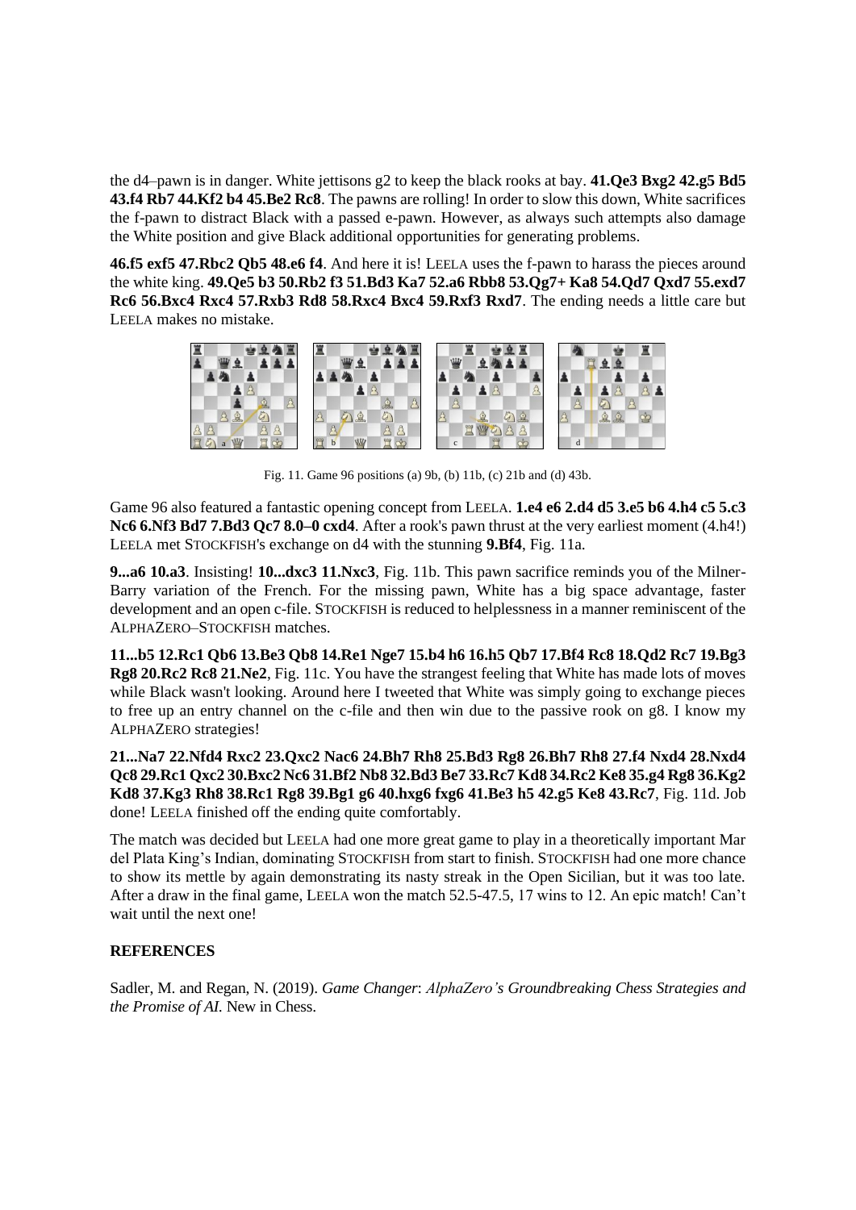the d4–pawn is in danger. White jettisons g2 to keep the black rooks at bay. **41.Qe3 Bxg2 42.g5 Bd5 43.f4 Rb7 44.Kf2 b4 45.Be2 Rc8**. The pawns are rolling! In order to slow this down, White sacrifices the f-pawn to distract Black with a passed e-pawn. However, as always such attempts also damage the White position and give Black additional opportunities for generating problems.

**46.f5 exf5 47.Rbc2 Qb5 48.e6 f4**. And here it is! LEELA uses the f-pawn to harass the pieces around the white king. **49.Qe5 b3 50.Rb2 f3 51.Bd3 Ka7 52.a6 Rbb8 53.Qg7+ Ka8 54.Qd7 Qxd7 55.exd7 Rc6 56.Bxc4 Rxc4 57.Rxb3 Rd8 58.Rxc4 Bxc4 59.Rxf3 Rxd7**. The ending needs a little care but LEELA makes no mistake.

Fig. 11. Game 96 positions (a) 9b, (b) 11b, (c) 21b and (d) 43b.

Game 96 also featured a fantastic opening concept from LEELA. **1.e4 e6 2.d4 d5 3.e5 b6 4.h4 c5 5.c3 Nc6 6.Nf3 Bd7 7.Bd3 Qc7 8.0–0 cxd4**. After a rook's pawn thrust at the very earliest moment (4.h4!) LEELA met STOCKFISH's exchange on d4 with the stunning **9.Bf4**, Fig. 11a.

**9...a6 10.a3**. Insisting! **10...dxc3 11.Nxc3**, Fig. 11b. This pawn sacrifice reminds you of the Milner-Barry variation of the French. For the missing pawn, White has a big space advantage, faster development and an open c-file. STOCKFISH is reduced to helplessness in a manner reminiscent of the ALPHAZERO–STOCKFISH matches.

**11...b5 12.Rc1 Qb6 13.Be3 Qb8 14.Re1 Nge7 15.b4 h6 16.h5 Qb7 17.Bf4 Rc8 18.Qd2 Rc7 19.Bg3 Rg8 20.Rc2 Rc8 21.Ne2**, Fig. 11c. You have the strangest feeling that White has made lots of moves while Black wasn't looking. Around here I tweeted that White was simply going to exchange pieces to free up an entry channel on the c-file and then win due to the passive rook on g8. I know my ALPHAZERO strategies!

**21...Na7 22.Nfd4 Rxc2 23.Qxc2 Nac6 24.Bh7 Rh8 25.Bd3 Rg8 26.Bh7 Rh8 27.f4 Nxd4 28.Nxd4 Qc8 29.Rc1 Qxc2 30.Bxc2 Nc6 31.Bf2 Nb8 32.Bd3 Be7 33.Rc7 Kd8 34.Rc2 Ke8 35.g4 Rg8 36.Kg2 Kd8 37.Kg3 Rh8 38.Rc1 Rg8 39.Bg1 g6 40.hxg6 fxg6 41.Be3 h5 42.g5 Ke8 43.Rc7**, Fig. 11d. Job done! LEELA finished off the ending quite comfortably.

The match was decided but LEELA had one more great game to play in a theoretically important Mar del Plata King's Indian, dominating STOCKFISH from start to finish. STOCKFISH had one more chance to show its mettle by again demonstrating its nasty streak in the Open Sicilian, but it was too late. After a draw in the final game, LEELA won the match 52.5-47.5, 17 wins to 12. An epic match! Can't wait until the next one!

**REFERENCES**

Sadler, M. and Regan, N. (2019). *Game Changer*: *AlphaZero's Groundbreaking Chess Strategies and the Promise of AI.* New in Chess.